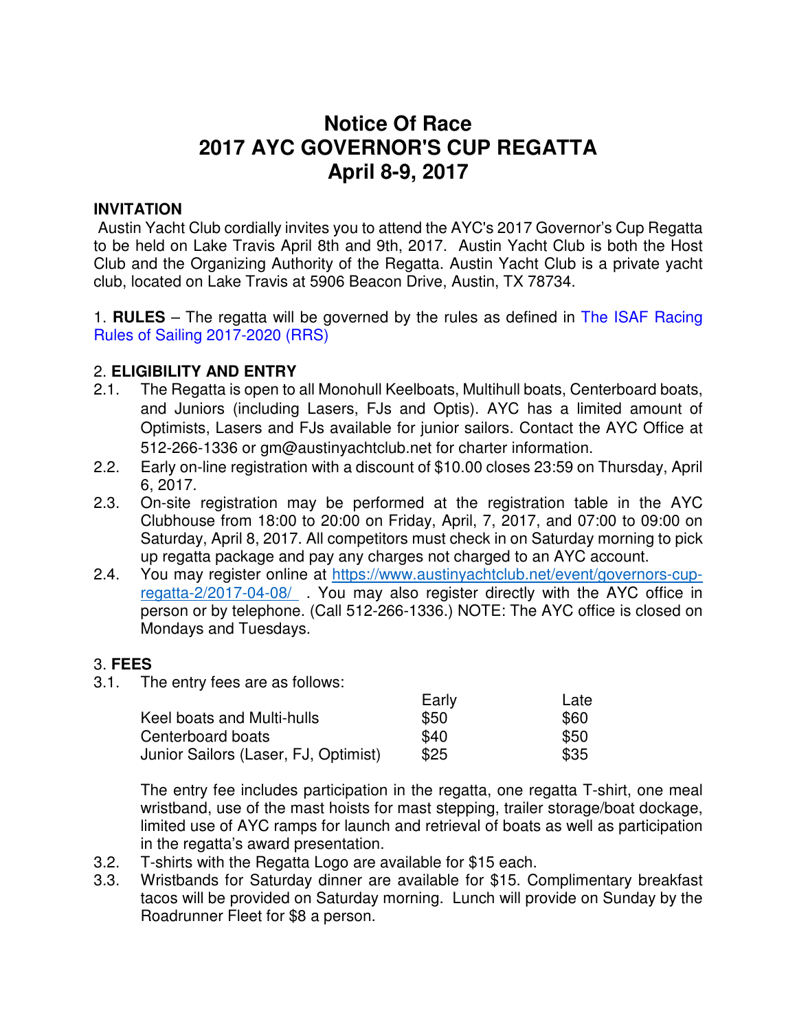# Notice Of Race
# 2017 AYC GOVERNOR'S CUP REGATTA
# April 8-9, 2017

## INVITATION

Austin Yacht Club cordially invites you to attend the AYC's 2017 Governor's Cup Regatta to be held on Lake Travis April 8th and 9th, 2017. Austin Yacht Club is both the Host Club and the Organizing Authority of the Regatta. Austin Yacht Club is a private yacht club, located on Lake Travis at 5906 Beacon Drive, Austin, TX 78734.

1. **RULES** – The regatta will be governed by the rules as defined in The ISAF Racing Rules of Sailing 2017-2020 (RRS)

## 2. ELIGIBILITY AND ENTRY

2.1. The Regatta is open to all Monohull Keelboats, Multihull boats, Centerboard boats, and Juniors (including Lasers, FJs and Optis). AYC has a limited amount of Optimists, Lasers and FJs available for junior sailors. Contact the AYC Office at 512-266-1336 or gm@austinyachtclub.net for charter information.

2.2. Early on-line registration with a discount of $10.00 closes 23:59 on Thursday, April 6, 2017.

2.3. On-site registration may be performed at the registration table in the AYC Clubhouse from 18:00 to 20:00 on Friday, April, 7, 2017, and 07:00 to 09:00 on Saturday, April 8, 2017. All competitors must check in on Saturday morning to pick up regatta package and pay any charges not charged to an AYC account.

2.4. You may register online at https://www.austinyachtclub.net/event/governors-cup-regatta-2/2017-04-08/ . You may also register directly with the AYC office in person or by telephone. (Call 512-266-1336.) NOTE: The AYC office is closed on Mondays and Tuesdays.

## 3. FEES

3.1. The entry fees are as follows:

| | Early | Late |
|---|---|---|
| Keel boats and Multi-hulls | $50 | $60 |
| Centerboard boats | $40 | $50 |
| Junior Sailors (Laser, FJ, Optimist) | $25 | $35 |

The entry fee includes participation in the regatta, one regatta T-shirt, one meal wristband, use of the mast hoists for mast stepping, trailer storage/boat dockage, limited use of AYC ramps for launch and retrieval of boats as well as participation in the regatta's award presentation.

3.2. T-shirts with the Regatta Logo are available for $15 each.

3.3. Wristbands for Saturday dinner are available for $15. Complimentary breakfast tacos will be provided on Saturday morning. Lunch will provide on Sunday by the Roadrunner Fleet for $8 a person.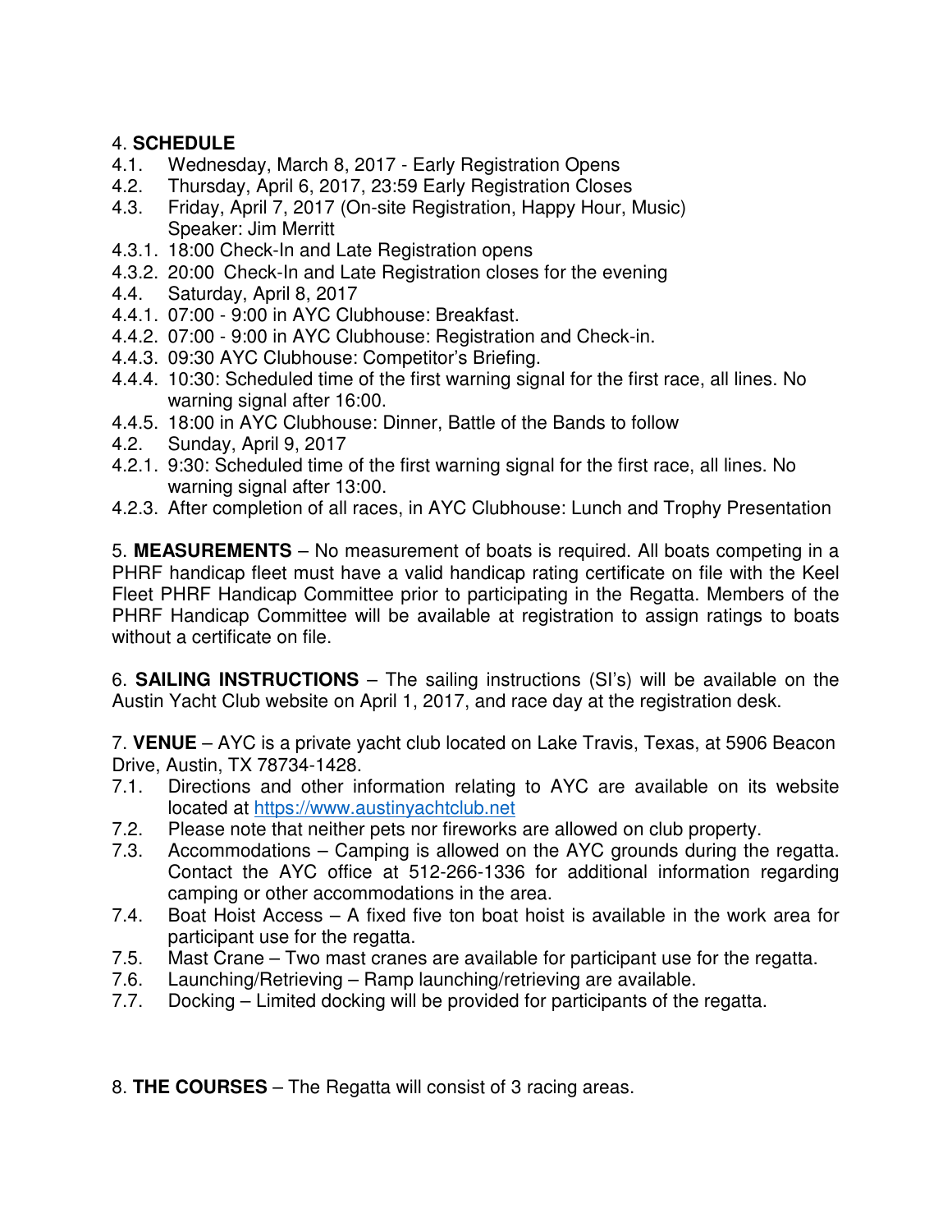4. **SCHEDULE**

4.1. Wednesday, March 8, 2017 - Early Registration Opens
4.2. Thursday, April 6, 2017, 23:59 Early Registration Closes
4.3. Friday, April 7, 2017 (On-site Registration, Happy Hour, Music) Speaker: Jim Merritt
4.3.1. 18:00 Check-In and Late Registration opens
4.3.2. 20:00 Check-In and Late Registration closes for the evening
4.4. Saturday, April 8, 2017
4.4.1. 07:00 - 9:00 in AYC Clubhouse: Breakfast.
4.4.2. 07:00 - 9:00 in AYC Clubhouse: Registration and Check-in.
4.4.3. 09:30 AYC Clubhouse: Competitor's Briefing.
4.4.4. 10:30: Scheduled time of the first warning signal for the first race, all lines. No warning signal after 16:00.
4.4.5. 18:00 in AYC Clubhouse: Dinner, Battle of the Bands to follow
4.2. Sunday, April 9, 2017
4.2.1. 9:30: Scheduled time of the first warning signal for the first race, all lines. No warning signal after 13:00.
4.2.3. After completion of all races, in AYC Clubhouse: Lunch and Trophy Presentation

5. **MEASUREMENTS** – No measurement of boats is required. All boats competing in a PHRF handicap fleet must have a valid handicap rating certificate on file with the Keel Fleet PHRF Handicap Committee prior to participating in the Regatta. Members of the PHRF Handicap Committee will be available at registration to assign ratings to boats without a certificate on file.

6. **SAILING INSTRUCTIONS** – The sailing instructions (SI's) will be available on the Austin Yacht Club website on April 1, 2017, and race day at the registration desk.

7. **VENUE** – AYC is a private yacht club located on Lake Travis, Texas, at 5906 Beacon Drive, Austin, TX 78734-1428.

7.1. Directions and other information relating to AYC are available on its website located at https://www.austinyachtclub.net
7.2. Please note that neither pets nor fireworks are allowed on club property.
7.3. Accommodations – Camping is allowed on the AYC grounds during the regatta. Contact the AYC office at 512-266-1336 for additional information regarding camping or other accommodations in the area.
7.4. Boat Hoist Access – A fixed five ton boat hoist is available in the work area for participant use for the regatta.
7.5. Mast Crane – Two mast cranes are available for participant use for the regatta.
7.6. Launching/Retrieving – Ramp launching/retrieving are available.
7.7. Docking – Limited docking will be provided for participants of the regatta.

8. **THE COURSES** – The Regatta will consist of 3 racing areas.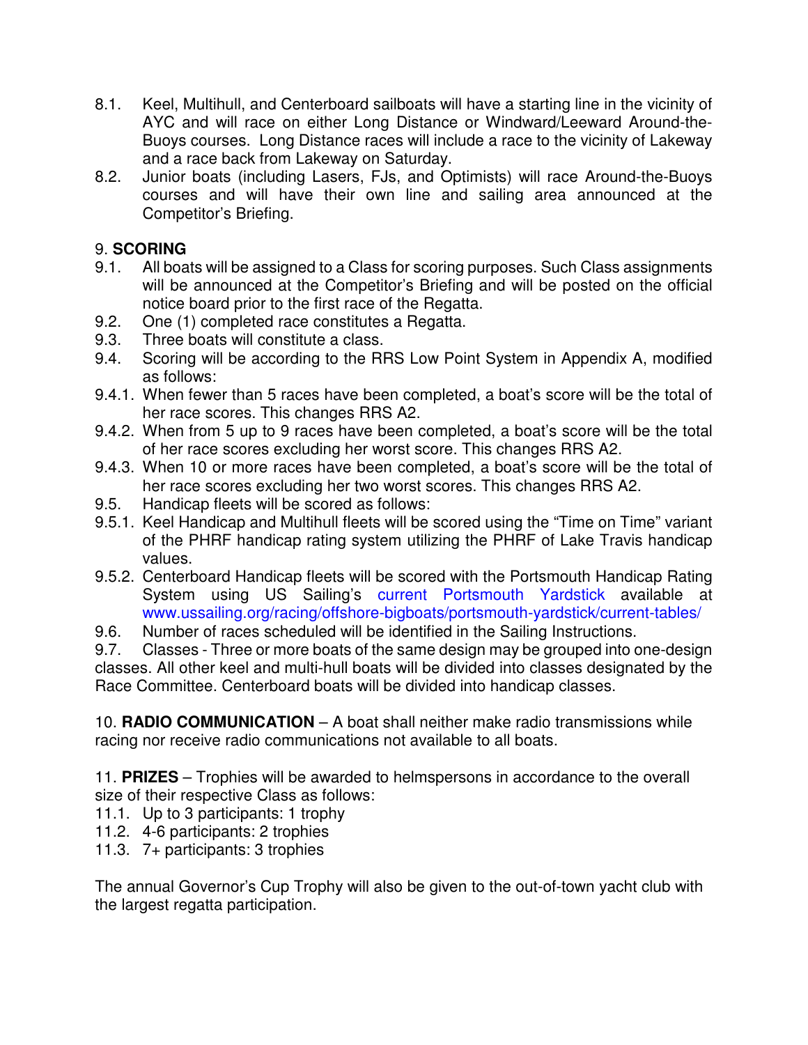8.1. Keel, Multihull, and Centerboard sailboats will have a starting line in the vicinity of AYC and will race on either Long Distance or Windward/Leeward Around-the-Buoys courses. Long Distance races will include a race to the vicinity of Lakeway and a race back from Lakeway on Saturday.

8.2. Junior boats (including Lasers, FJs, and Optimists) will race Around-the-Buoys courses and will have their own line and sailing area announced at the Competitor's Briefing.

## 9. SCORING

9.1. All boats will be assigned to a Class for scoring purposes. Such Class assignments will be announced at the Competitor's Briefing and will be posted on the official notice board prior to the first race of the Regatta.

9.2. One (1) completed race constitutes a Regatta.

9.3. Three boats will constitute a class.

9.4. Scoring will be according to the RRS Low Point System in Appendix A, modified as follows:

9.4.1. When fewer than 5 races have been completed, a boat's score will be the total of her race scores. This changes RRS A2.

9.4.2. When from 5 up to 9 races have been completed, a boat's score will be the total of her race scores excluding her worst score. This changes RRS A2.

9.4.3. When 10 or more races have been completed, a boat's score will be the total of her race scores excluding her two worst scores. This changes RRS A2.

9.5. Handicap fleets will be scored as follows:

9.5.1. Keel Handicap and Multihull fleets will be scored using the "Time on Time" variant of the PHRF handicap rating system utilizing the PHRF of Lake Travis handicap values.

9.5.2. Centerboard Handicap fleets will be scored with the Portsmouth Handicap Rating System using US Sailing's current Portsmouth Yardstick available at www.ussailing.org/racing/offshore-bigboats/portsmouth-yardstick/current-tables/

9.6. Number of races scheduled will be identified in the Sailing Instructions.

9.7. Classes - Three or more boats of the same design may be grouped into one-design classes. All other keel and multi-hull boats will be divided into classes designated by the Race Committee. Centerboard boats will be divided into handicap classes.

**10. RADIO COMMUNICATION** – A boat shall neither make radio transmissions while racing nor receive radio communications not available to all boats.

**11. PRIZES** – Trophies will be awarded to helmspersons in accordance to the overall size of their respective Class as follows:

11.1. Up to 3 participants: 1 trophy

11.2. 4-6 participants: 2 trophies

11.3. 7+ participants: 3 trophies

The annual Governor's Cup Trophy will also be given to the out-of-town yacht club with the largest regatta participation.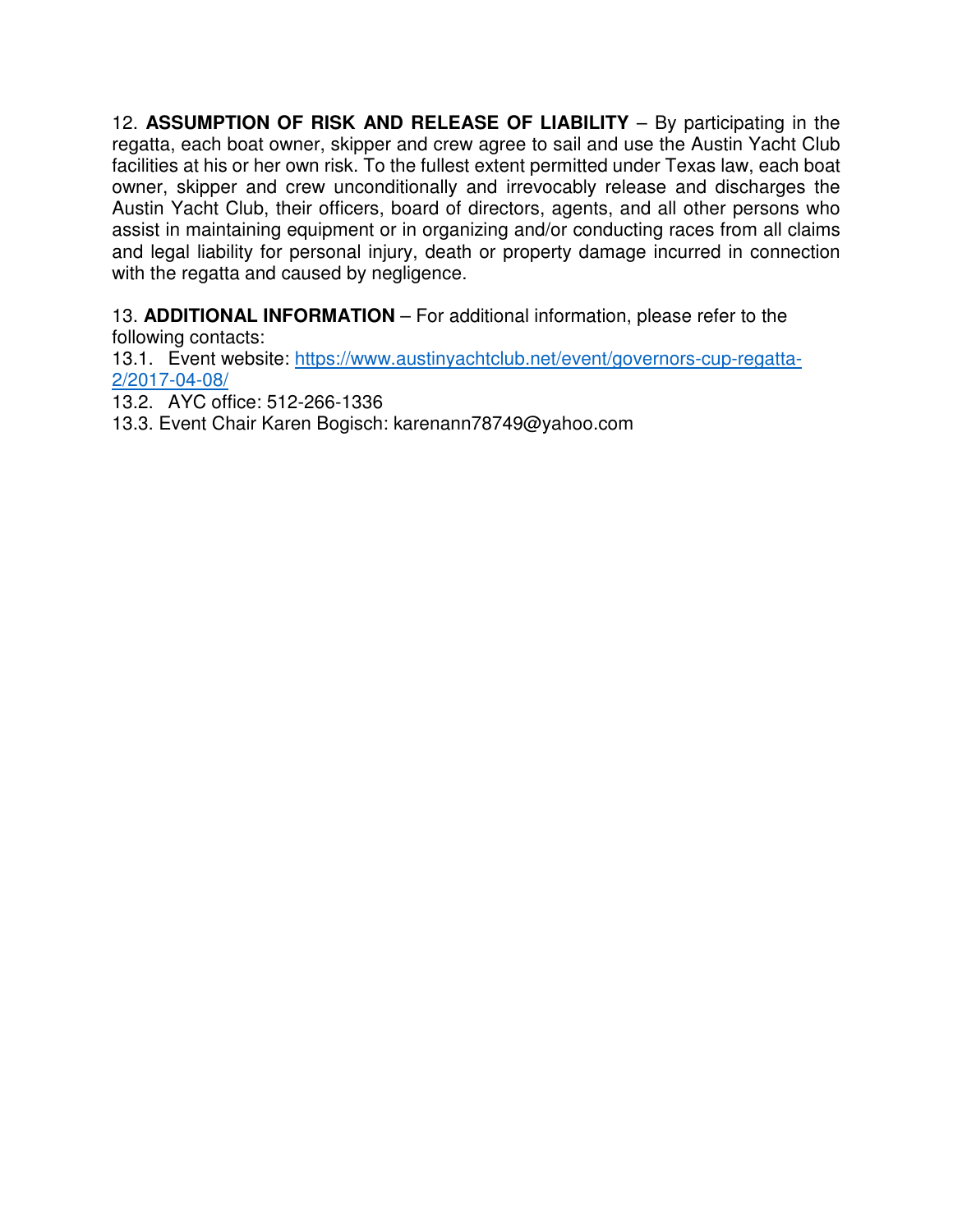12. **ASSUMPTION OF RISK AND RELEASE OF LIABILITY** – By participating in the regatta, each boat owner, skipper and crew agree to sail and use the Austin Yacht Club facilities at his or her own risk. To the fullest extent permitted under Texas law, each boat owner, skipper and crew unconditionally and irrevocably release and discharges the Austin Yacht Club, their officers, board of directors, agents, and all other persons who assist in maintaining equipment or in organizing and/or conducting races from all claims and legal liability for personal injury, death or property damage incurred in connection with the regatta and caused by negligence.

13. **ADDITIONAL INFORMATION** – For additional information, please refer to the following contacts:

13.1. Event website: https://www.austinyachtclub.net/event/governors-cup-regatta-2/2017-04-08/

13.2. AYC office: 512-266-1336

13.3. Event Chair Karen Bogisch: karenann78749@yahoo.com